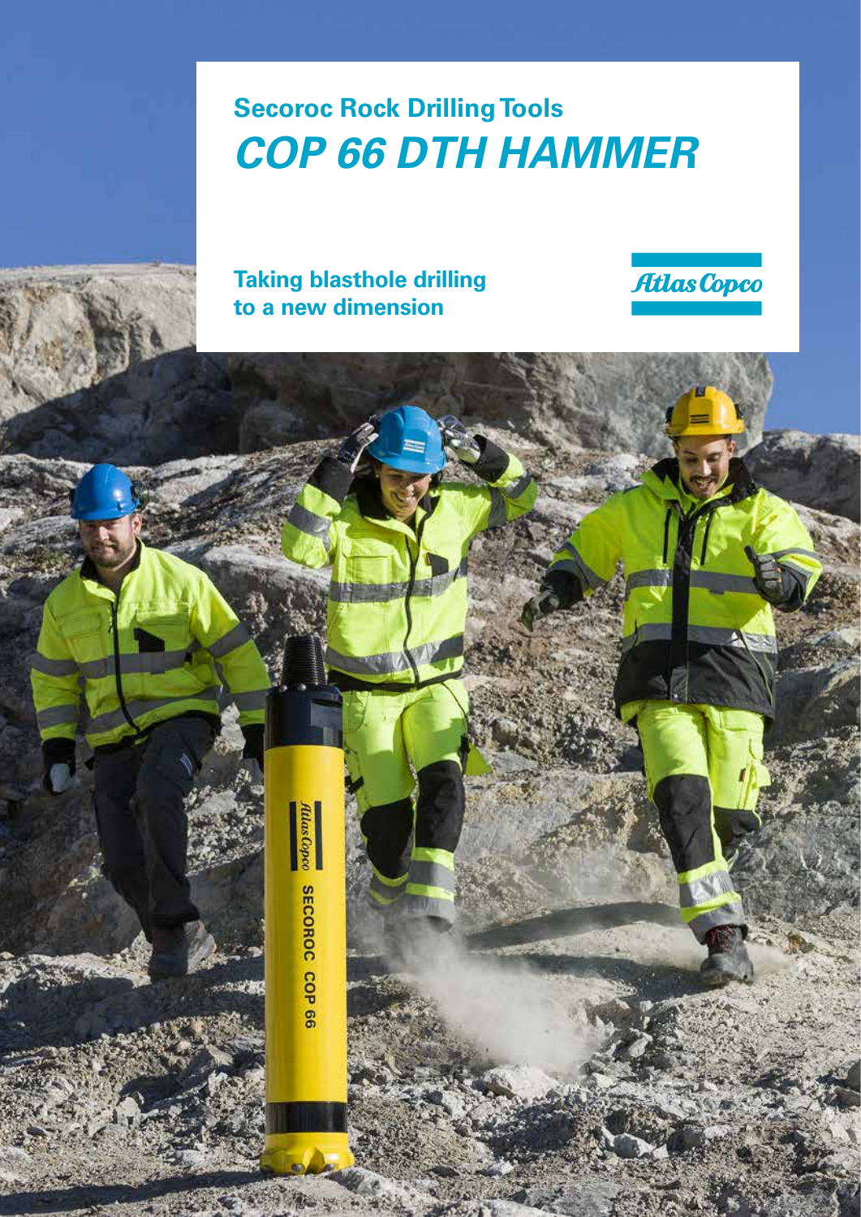**Secoroc Rock Drilling Tools**

# *COP 66 DTH HAMMER*

**Taking blasthole drilling to a new dimension**

Atlas Copco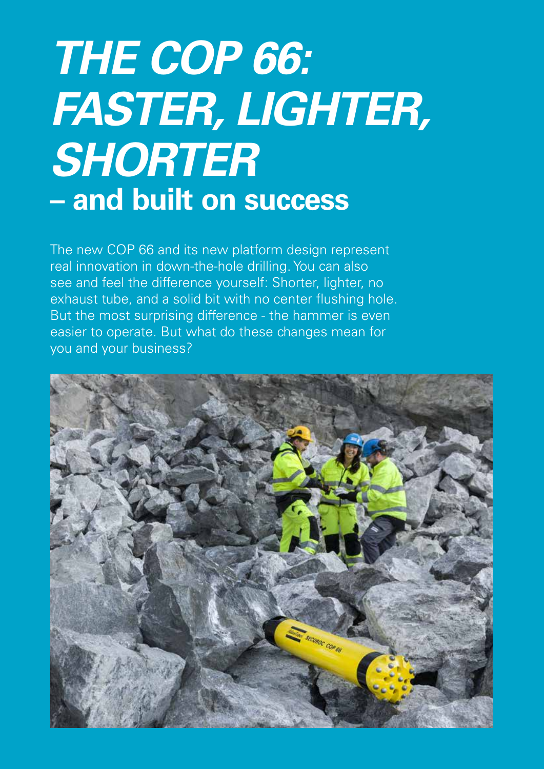# *THE COP 66: FASTER, LIGHTER, SHORTER*

## – and built on success

The new COP 66 and its new platform design represent real innovation in down-the-hole drilling. You can also see and feel the difference yourself: Shorter, lighter, no exhaust tube, and a solid bit with no center flushing hole. But the most surprising difference - the hammer is even easier to operate. But what do these changes mean for you and your business?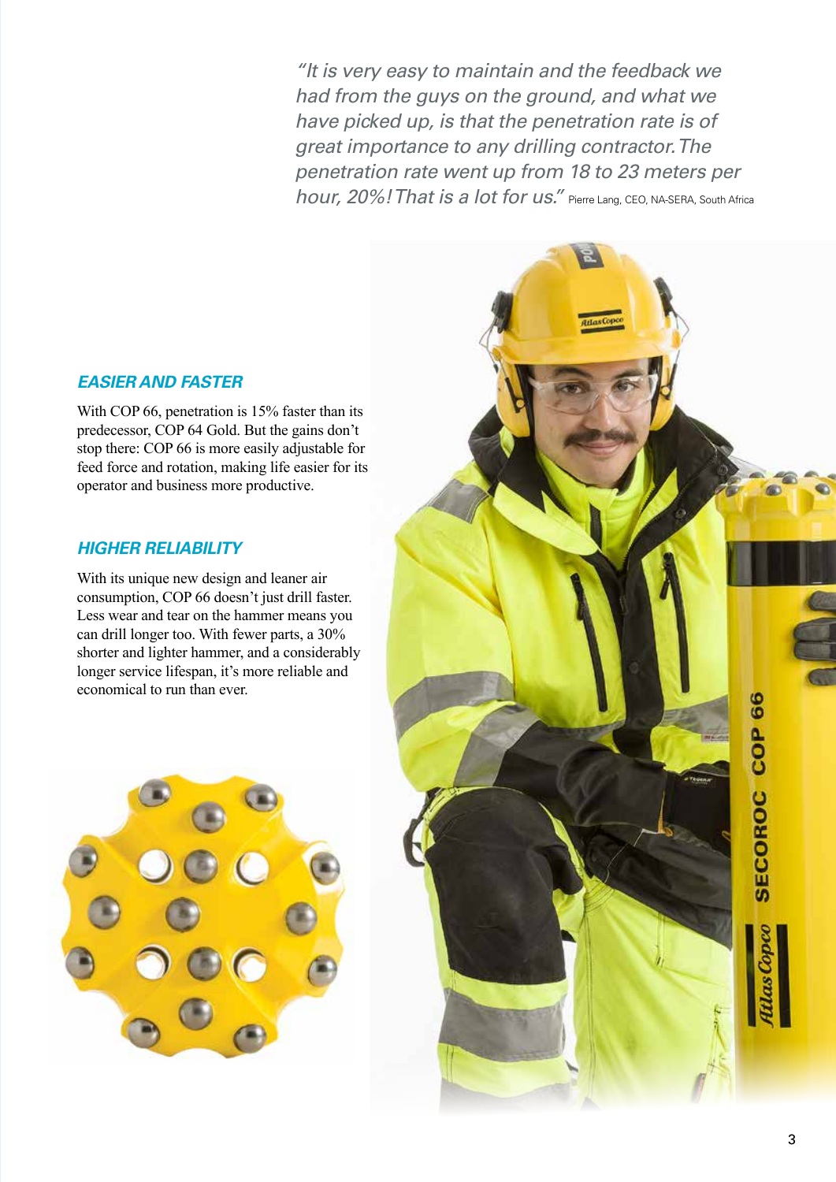*"It is very easy to maintain and the feedback we had from the guys on the ground, and what we have picked up, is that the penetration rate is of great importance to any drilling contractor. The penetration rate went up from 18 to 23 meters per hour, 20%! That is a lot for us."* Pierre Lang, CEO, NA-SERA, South Africa

## *EASIER AND FASTER*

With COP 66, penetration is 15% faster than its predecessor, COP 64 Gold. But the gains don't stop there: COP 66 is more easily adjustable for feed force and rotation, making life easier for its operator and business more productive.

## *HIGHER RELIABILITY*

With its unique new design and leaner air consumption, COP 66 doesn't just drill faster. Less wear and tear on the hammer means you can drill longer too. With fewer parts, a 30% shorter and lighter hammer, and a considerably longer service lifespan, it's more reliable and economical to run than ever.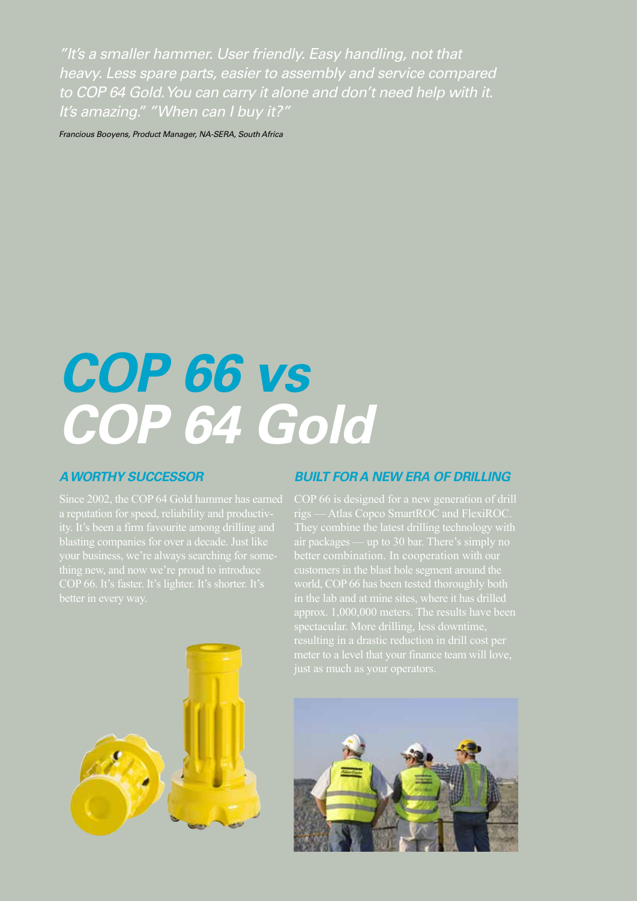*"It's a smaller hammer. User friendly. Easy handling, not that heavy. Less spare parts, easier to assembly and service compared to COP 64 Gold. You can carry it alone and don't need help with it. It's amazing." "When can I buy it?"*

*Francious Booyens, Product Manager, NA-SERA, South Africa*

# COP 66 vs COP 64 Gold

## A WORTHY SUCCESSOR

Since 2002, the COP 64 Gold hammer has earned a reputation for speed, reliability and productivity. It's been a firm favourite among drilling and blasting companies for over a decade. Just like your business, we're always searching for something new, and now we're proud to introduce COP 66. It's faster. It's lighter. It's shorter. It's better in every way.

## BUILT FOR A NEW ERA OF DRILLING

COP 66 is designed for a new generation of drill rigs — Atlas Copco SmartROC and FlexiROC. They combine the latest drilling technology with air packages — up to 30 bar. There's simply no better combination. In cooperation with our customers in the blast hole segment around the world, COP 66 has been tested thoroughly both in the lab and at mine sites, where it has drilled approx. 1,000,000 meters. The results have been spectacular. More drilling, less downtime, resulting in a drastic reduction in drill cost per meter to a level that your finance team will love, just as much as your operators.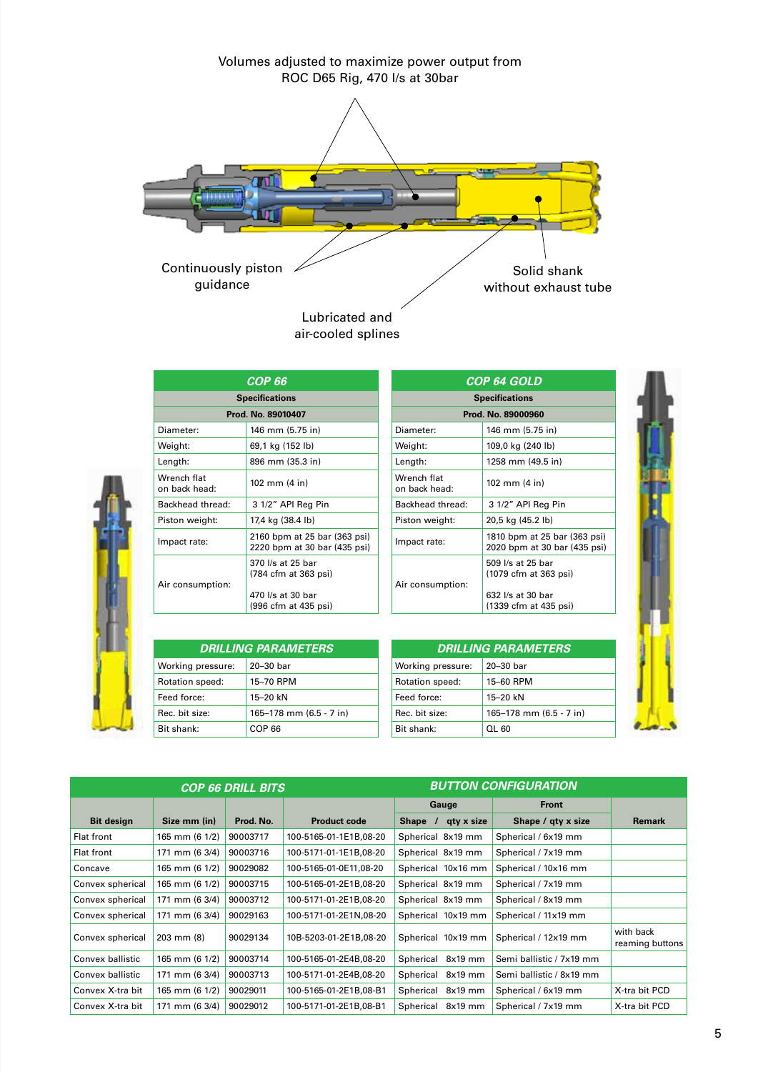Volumes adjusted to maximize power output from ROC D65 Rig, 470 l/s at 30bar

Continuously piston guidance

Lubricated and air-cooled splines

Solid shank without exhaust tube

| *COP 66* | |
|---|---|
| **Specifications** | |
| **Prod. No. 89010407** | |
| Diameter: | 146 mm (5.75 in) |
| Weight: | 69,1 kg (152 lb) |
| Length: | 896 mm (35.3 in) |
| Wrench flat on back head: | 102 mm (4 in) |
| Backhead thread: | 3 1/2" API Reg Pin |
| Piston weight: | 17,4 kg (38.4 lb) |
| Impact rate: | 2160 bpm at 25 bar (363 psi)<br>2220 bpm at 30 bar (435 psi) |
| Air consumption: | 370 l/s at 25 bar<br>(784 cfm at 363 psi)<br><br>470 l/s at 30 bar<br>(996 cfm at 435 psi) |

| *DRILLING PARAMETERS* | |
|---|---|
| Working pressure: | 20–30 bar |
| Rotation speed: | 15–70 RPM |
| Feed force: | 15–20 kN |
| Rec. bit size: | 165–178 mm (6.5 - 7 in) |
| Bit shank: | COP 66 |

| *COP 64 GOLD* | |
|---|---|
| **Specifications** | |
| **Prod. No. 89000960** | |
| Diameter: | 146 mm (5.75 in) |
| Weight: | 109,0 kg (240 lb) |
| Length: | 1258 mm (49.5 in) |
| Wrench flat on back head: | 102 mm (4 in) |
| Backhead thread: | 3 1/2" API Reg Pin |
| Piston weight: | 20,5 kg (45.2 lb) |
| Impact rate: | 1810 bpm at 25 bar (363 psi)<br>2020 bpm at 30 bar (435 psi) |
| Air consumption: | 509 l/s at 25 bar<br>(1079 cfm at 363 psi)<br><br>632 l/s at 30 bar<br>(1339 cfm at 435 psi) |

| *DRILLING PARAMETERS* | |
|---|---|
| Working pressure: | 20–30 bar |
| Rotation speed: | 15–60 RPM |
| Feed force: | 15–20 kN |
| Rec. bit size: | 165–178 mm (6.5 - 7 in) |
| Bit shank: | QL 60 |

| *COP 66 DRILL BITS* | | | | *BUTTON CONFIGURATION* | | |
|---|---|---|---|---|---|---|
| | | | | **Gauge** | **Front** | |
| **Bit design** | **Size mm (in)** | **Prod. No.** | **Product code** | **Shape / qty x size** | **Shape / qty x size** | **Remark** |
| Flat front | 165 mm (6 1/2) | 90003717 | 100-5165-01-1E1B,08-20 | Spherical 8x19 mm | Spherical / 6x19 mm | |
| Flat front | 171 mm (6 3/4) | 90003716 | 100-5171-01-1E1B,08-20 | Spherical 8x19 mm | Spherical / 7x19 mm | |
| Concave | 165 mm (6 1/2) | 90029082 | 100-5165-01-0E11,08-20 | Spherical 10x16 mm | Spherical / 10x16 mm | |
| Convex spherical | 165 mm (6 1/2) | 90003715 | 100-5165-01-2E1B,08-20 | Spherical 8x19 mm | Spherical / 7x19 mm | |
| Convex spherical | 171 mm (6 3/4) | 90003712 | 100-5171-01-2E1B,08-20 | Spherical 8x19 mm | Spherical / 8x19 mm | |
| Convex spherical | 171 mm (6 3/4) | 90029163 | 100-5171-01-2E1N,08-20 | Spherical 10x19 mm | Spherical / 11x19 mm | |
| Convex spherical | 203 mm (8) | 90029134 | 10B-5203-01-2E1B,08-20 | Spherical 10x19 mm | Spherical / 12x19 mm | with back reaming buttons |
| Convex ballistic | 165 mm (6 1/2) | 90003714 | 100-5165-01-2E4B,08-20 | Spherical 8x19 mm | Semi ballistic / 7x19 mm | |
| Convex ballistic | 171 mm (6 3/4) | 90003713 | 100-5171-01-2E4B,08-20 | Spherical 8x19 mm | Semi ballistic / 8x19 mm | |
| Convex X-tra bit | 165 mm (6 1/2) | 90029011 | 100-5165-01-2E1B,08-B1 | Spherical 8x19 mm | Spherical / 6x19 mm | X-tra bit PCD |
| Convex X-tra bit | 171 mm (6 3/4) | 90029012 | 100-5171-01-2E1B,08-B1 | Spherical 8x19 mm | Spherical / 7x19 mm | X-tra bit PCD |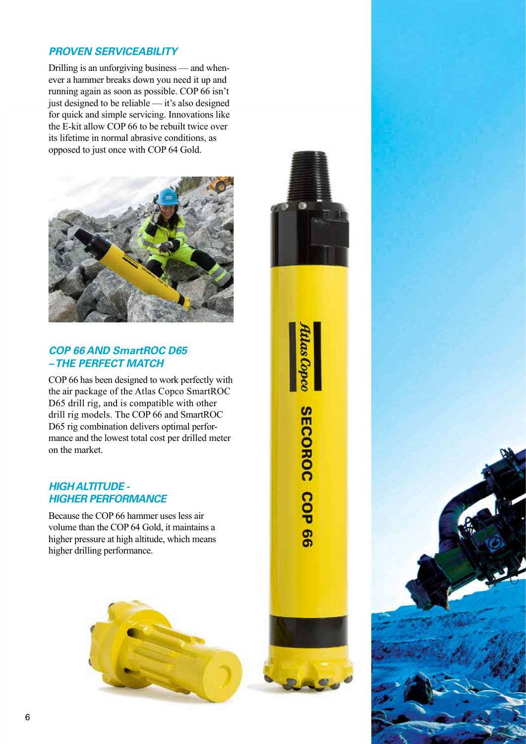## PROVEN SERVICEABILITY

Drilling is an unforgiving business — and whenever a hammer breaks down you need it up and running again as soon as possible. COP 66 isn't just designed to be reliable — it's also designed for quick and simple servicing. Innovations like the E-kit allow COP 66 to be rebuilt twice over its lifetime in normal abrasive conditions, as opposed to just once with COP 64 Gold.

## COP 66 AND SmartROC D65 – THE PERFECT MATCH

COP 66 has been designed to work perfectly with the air package of the Atlas Copco SmartROC D65 drill rig, and is compatible with other drill rig models. The COP 66 and SmartROC D65 rig combination delivers optimal performance and the lowest total cost per drilled meter on the market.

## HIGH ALTITUDE - HIGHER PERFORMANCE

Because the COP 66 hammer uses less air volume than the COP 64 Gold, it maintains a higher pressure at high altitude, which means higher drilling performance.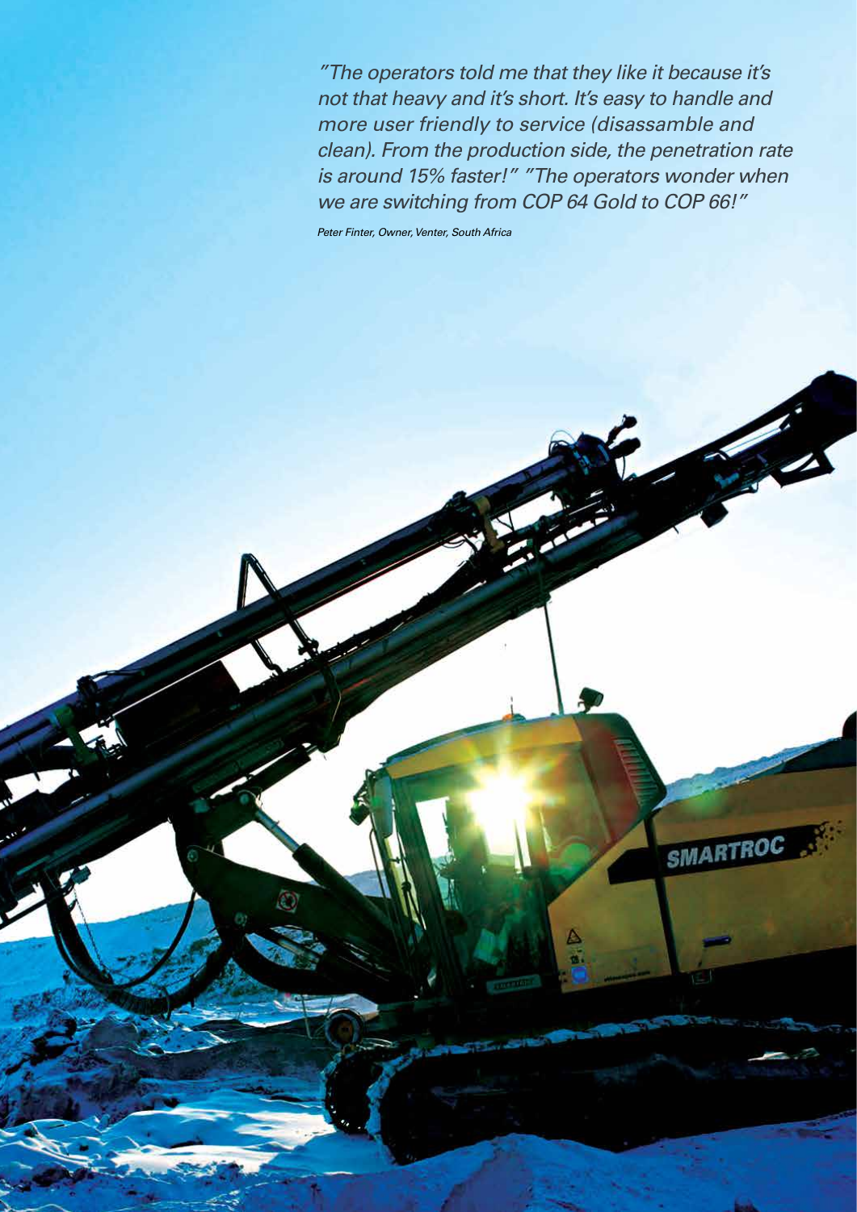*"The operators told me that they like it because it's not that heavy and it's short. It's easy to handle and more user friendly to service (disassamble and clean). From the production side, the penetration rate is around 15% faster!" "The operators wonder when we are switching from COP 64 Gold to COP 66!"*

*Peter Finter, Owner, Venter, South Africa*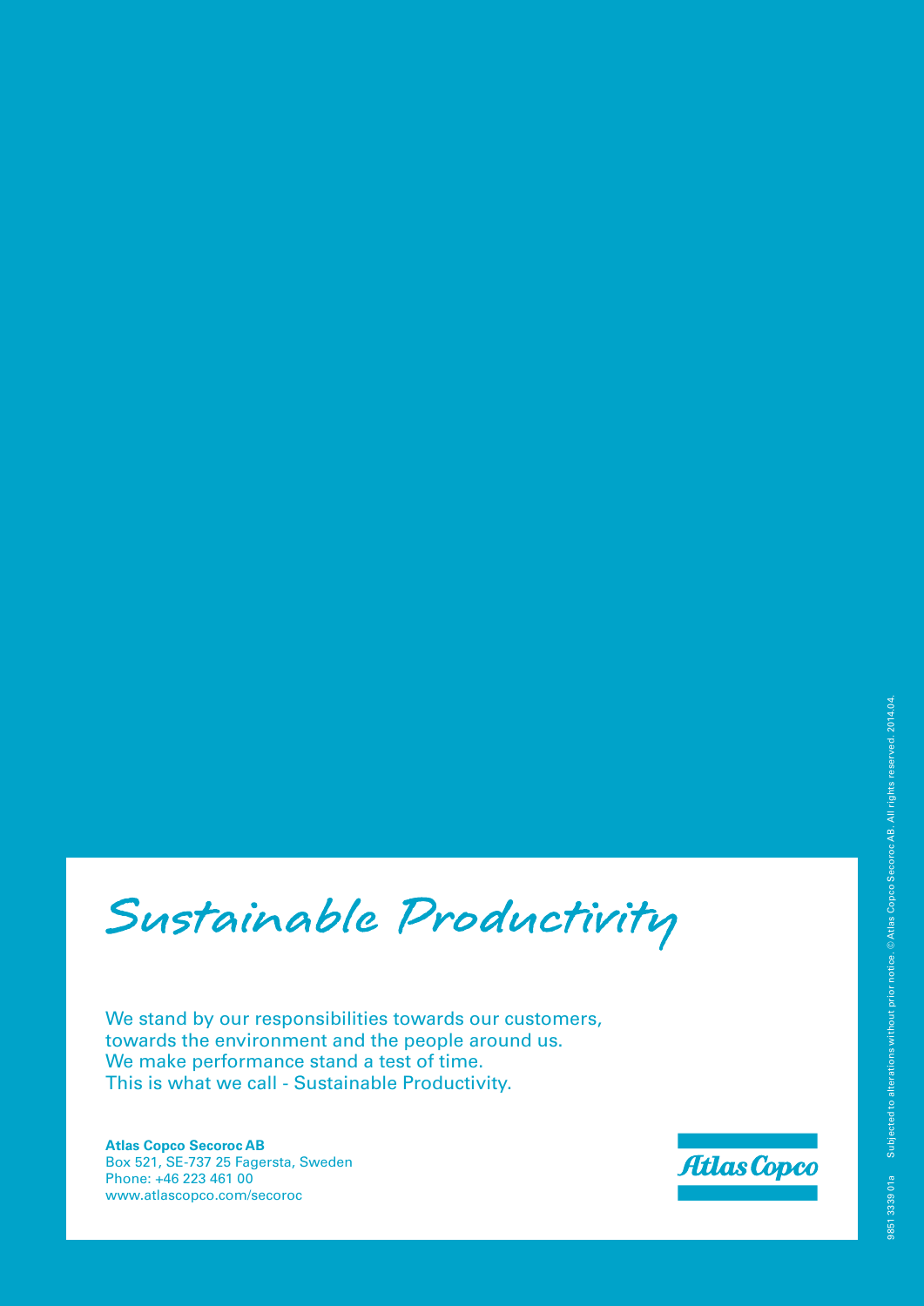# Sustainable Productivity

We stand by our responsibilities towards our customers,
towards the environment and the people around us.
We make performance stand a test of time.
This is what we call - Sustainable Productivity.

**Atlas Copco Secoroc AB**
Box 521, SE-737 25 Fagersta, Sweden
Phone: +46 223 461 00
www.atlascopco.com/secoroc

Atlas Copco

9851 3339 01a Subjected to alterations without prior notice. © Atlas Copco Secoroc AB. All rights reserved. 2014.04.